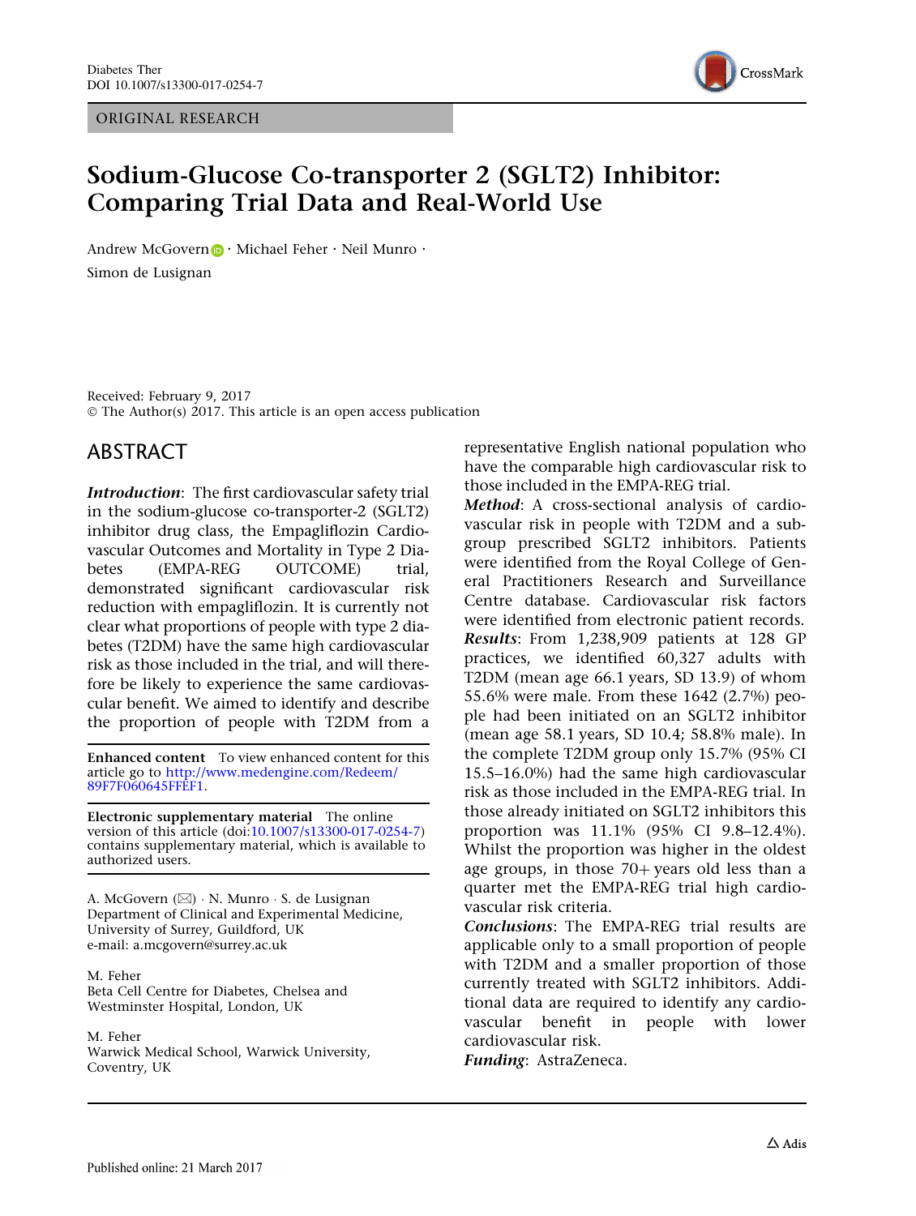ORIGINAL RESEARCH

# Sodium-Glucose Co-transporter 2 (SGLT2) Inhibitor: Comparing Trial Data and Real-World Use

Andrew McGovern · Michael Feher · Neil Munro · Simon de Lusignan

Received: February 9, 2017
© The Author(s) 2017. This article is an open access publication

## ABSTRACT

***Introduction***: The first cardiovascular safety trial in the sodium-glucose co-transporter-2 (SGLT2) inhibitor drug class, the Empagliflozin Cardiovascular Outcomes and Mortality in Type 2 Diabetes (EMPA-REG OUTCOME) trial, demonstrated significant cardiovascular risk reduction with empagliflozin. It is currently not clear what proportions of people with type 2 diabetes (T2DM) have the same high cardiovascular risk as those included in the trial, and will therefore be likely to experience the same cardiovascular benefit. We aimed to identify and describe the proportion of people with T2DM from a representative English national population who have the comparable high cardiovascular risk to those included in the EMPA-REG trial.

***Method***: A cross-sectional analysis of cardiovascular risk in people with T2DM and a subgroup prescribed SGLT2 inhibitors. Patients were identified from the Royal College of General Practitioners Research and Surveillance Centre database. Cardiovascular risk factors were identified from electronic patient records.

***Results***: From 1,238,909 patients at 128 GP practices, we identified 60,327 adults with T2DM (mean age 66.1 years, SD 13.9) of whom 55.6% were male. From these 1642 (2.7%) people had been initiated on an SGLT2 inhibitor (mean age 58.1 years, SD 10.4; 58.8% male). In the complete T2DM group only 15.7% (95% CI 15.5–16.0%) had the same high cardiovascular risk as those included in the EMPA-REG trial. In those already initiated on SGLT2 inhibitors this proportion was 11.1% (95% CI 9.8–12.4%). Whilst the proportion was higher in the oldest age groups, in those 70+ years old less than a quarter met the EMPA-REG trial high cardiovascular risk criteria.

***Conclusions***: The EMPA-REG trial results are applicable only to a small proportion of people with T2DM and a smaller proportion of those currently treated with SGLT2 inhibitors. Additional data are required to identify any cardiovascular benefit in people with lower cardiovascular risk.

***Funding***: AstraZeneca.

**Enhanced content** To view enhanced content for this article go to http://www.medengine.com/Redeem/89F7F060645FFEF1.

**Electronic supplementary material** The online version of this article (doi:10.1007/s13300-017-0254-7) contains supplementary material, which is available to authorized users.

A. McGovern (✉) · N. Munro · S. de Lusignan
Department of Clinical and Experimental Medicine, University of Surrey, Guildford, UK
e-mail: a.mcgovern@surrey.ac.uk

M. Feher
Beta Cell Centre for Diabetes, Chelsea and Westminster Hospital, London, UK

M. Feher
Warwick Medical School, Warwick University, Coventry, UK

Published online: 21 March 2017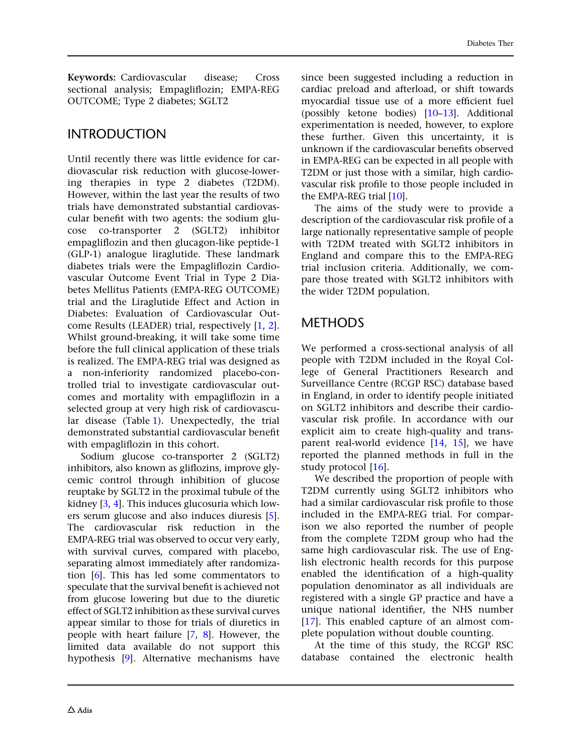**Keywords:** Cardiovascular disease; Cross sectional analysis; Empagliflozin; EMPA-REG OUTCOME; Type 2 diabetes; SGLT2

## INTRODUCTION

Until recently there was little evidence for cardiovascular risk reduction with glucose-lowering therapies in type 2 diabetes (T2DM). However, within the last year the results of two trials have demonstrated substantial cardiovascular benefit with two agents: the sodium glucose co-transporter 2 (SGLT2) inhibitor empagliflozin and then glucagon-like peptide-1 (GLP-1) analogue liraglutide. These landmark diabetes trials were the Empagliflozin Cardiovascular Outcome Event Trial in Type 2 Diabetes Mellitus Patients (EMPA-REG OUTCOME) trial and the Liraglutide Effect and Action in Diabetes: Evaluation of Cardiovascular Outcome Results (LEADER) trial, respectively [1, 2]. Whilst ground-breaking, it will take some time before the full clinical application of these trials is realized. The EMPA-REG trial was designed as a non-inferiority randomized placebo-controlled trial to investigate cardiovascular outcomes and mortality with empagliflozin in a selected group at very high risk of cardiovascular disease (Table 1). Unexpectedly, the trial demonstrated substantial cardiovascular benefit with empagliflozin in this cohort.

Sodium glucose co-transporter 2 (SGLT2) inhibitors, also known as gliflozins, improve glycemic control through inhibition of glucose reuptake by SGLT2 in the proximal tubule of the kidney [3, 4]. This induces glucosuria which lowers serum glucose and also induces diuresis [5]. The cardiovascular risk reduction in the EMPA-REG trial was observed to occur very early, with survival curves, compared with placebo, separating almost immediately after randomization [6]. This has led some commentators to speculate that the survival benefit is achieved not from glucose lowering but due to the diuretic effect of SGLT2 inhibition as these survival curves appear similar to those for trials of diuretics in people with heart failure [7, 8]. However, the limited data available do not support this hypothesis [9]. Alternative mechanisms have since been suggested including a reduction in cardiac preload and afterload, or shift towards myocardial tissue use of a more efficient fuel (possibly ketone bodies) [10–13]. Additional experimentation is needed, however, to explore these further. Given this uncertainty, it is unknown if the cardiovascular benefits observed in EMPA-REG can be expected in all people with T2DM or just those with a similar, high cardiovascular risk profile to those people included in the EMPA-REG trial [10].

The aims of the study were to provide a description of the cardiovascular risk profile of a large nationally representative sample of people with T2DM treated with SGLT2 inhibitors in England and compare this to the EMPA-REG trial inclusion criteria. Additionally, we compare those treated with SGLT2 inhibitors with the wider T2DM population.

## METHODS

We performed a cross-sectional analysis of all people with T2DM included in the Royal College of General Practitioners Research and Surveillance Centre (RCGP RSC) database based in England, in order to identify people initiated on SGLT2 inhibitors and describe their cardiovascular risk profile. In accordance with our explicit aim to create high-quality and transparent real-world evidence [14, 15], we have reported the planned methods in full in the study protocol [16].

We described the proportion of people with T2DM currently using SGLT2 inhibitors who had a similar cardiovascular risk profile to those included in the EMPA-REG trial. For comparison we also reported the number of people from the complete T2DM group who had the same high cardiovascular risk. The use of English electronic health records for this purpose enabled the identification of a high-quality population denominator as all individuals are registered with a single GP practice and have a unique national identifier, the NHS number [17]. This enabled capture of an almost complete population without double counting.

At the time of this study, the RCGP RSC database contained the electronic health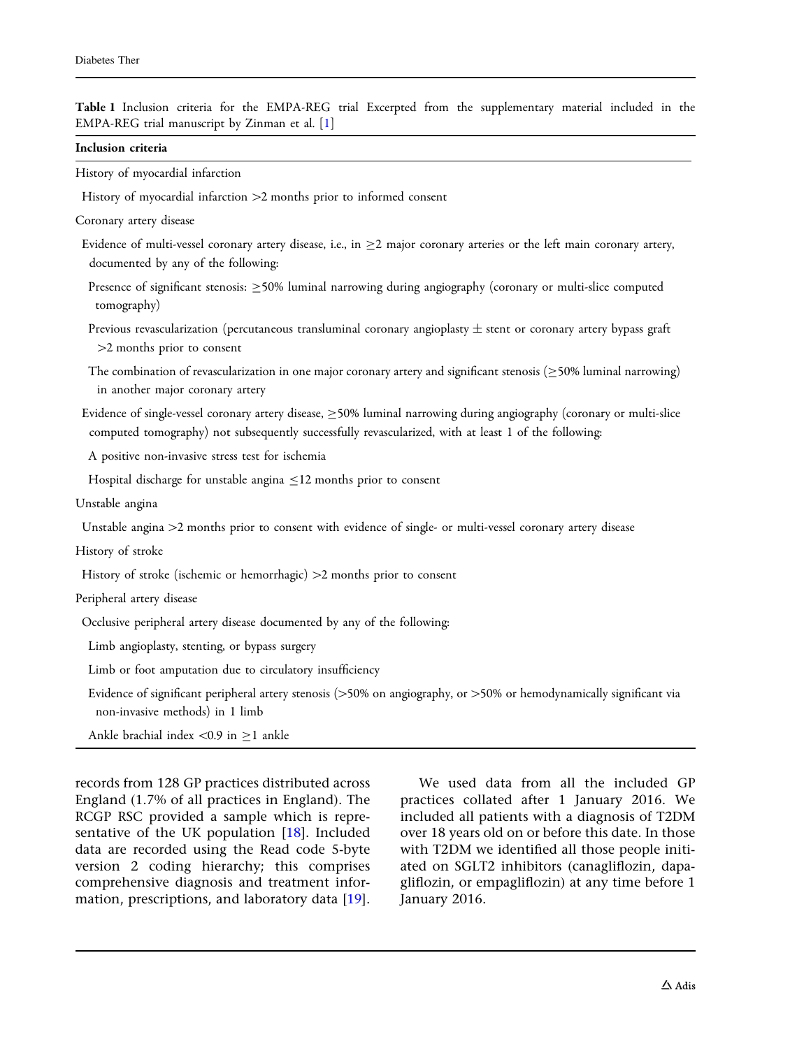Table 1 Inclusion criteria for the EMPA-REG trial Excerpted from the supplementary material included in the EMPA-REG trial manuscript by Zinman et al. [1]

| Inclusion criteria |
|---|
| History of myocardial infarction |
| History of myocardial infarction >2 months prior to informed consent |
| Coronary artery disease |
| Evidence of multi-vessel coronary artery disease, i.e., in ≥2 major coronary arteries or the left main coronary artery, documented by any of the following: |
| Presence of significant stenosis: ≥50% luminal narrowing during angiography (coronary or multi-slice computed tomography) |
| Previous revascularization (percutaneous transluminal coronary angioplasty ± stent or coronary artery bypass graft >2 months prior to consent |
| The combination of revascularization in one major coronary artery and significant stenosis (≥50% luminal narrowing) in another major coronary artery |
| Evidence of single-vessel coronary artery disease, ≥50% luminal narrowing during angiography (coronary or multi-slice computed tomography) not subsequently successfully revascularized, with at least 1 of the following: |
| A positive non-invasive stress test for ischemia |
| Hospital discharge for unstable angina ≤12 months prior to consent |
| Unstable angina |
| Unstable angina >2 months prior to consent with evidence of single- or multi-vessel coronary artery disease |
| History of stroke |
| History of stroke (ischemic or hemorrhagic) >2 months prior to consent |
| Peripheral artery disease |
| Occlusive peripheral artery disease documented by any of the following: |
| Limb angioplasty, stenting, or bypass surgery |
| Limb or foot amputation due to circulatory insufficiency |
| Evidence of significant peripheral artery stenosis (>50% on angiography, or >50% or hemodynamically significant via non-invasive methods) in 1 limb |
| Ankle brachial index <0.9 in ≥1 ankle |

records from 128 GP practices distributed across England (1.7% of all practices in England). The RCGP RSC provided a sample which is representative of the UK population [18]. Included data are recorded using the Read code 5-byte version 2 coding hierarchy; this comprises comprehensive diagnosis and treatment information, prescriptions, and laboratory data [19].

We used data from all the included GP practices collated after 1 January 2016. We included all patients with a diagnosis of T2DM over 18 years old on or before this date. In those with T2DM we identified all those people initiated on SGLT2 inhibitors (canagliflozin, dapagliflozin, or empagliflozin) at any time before 1 January 2016.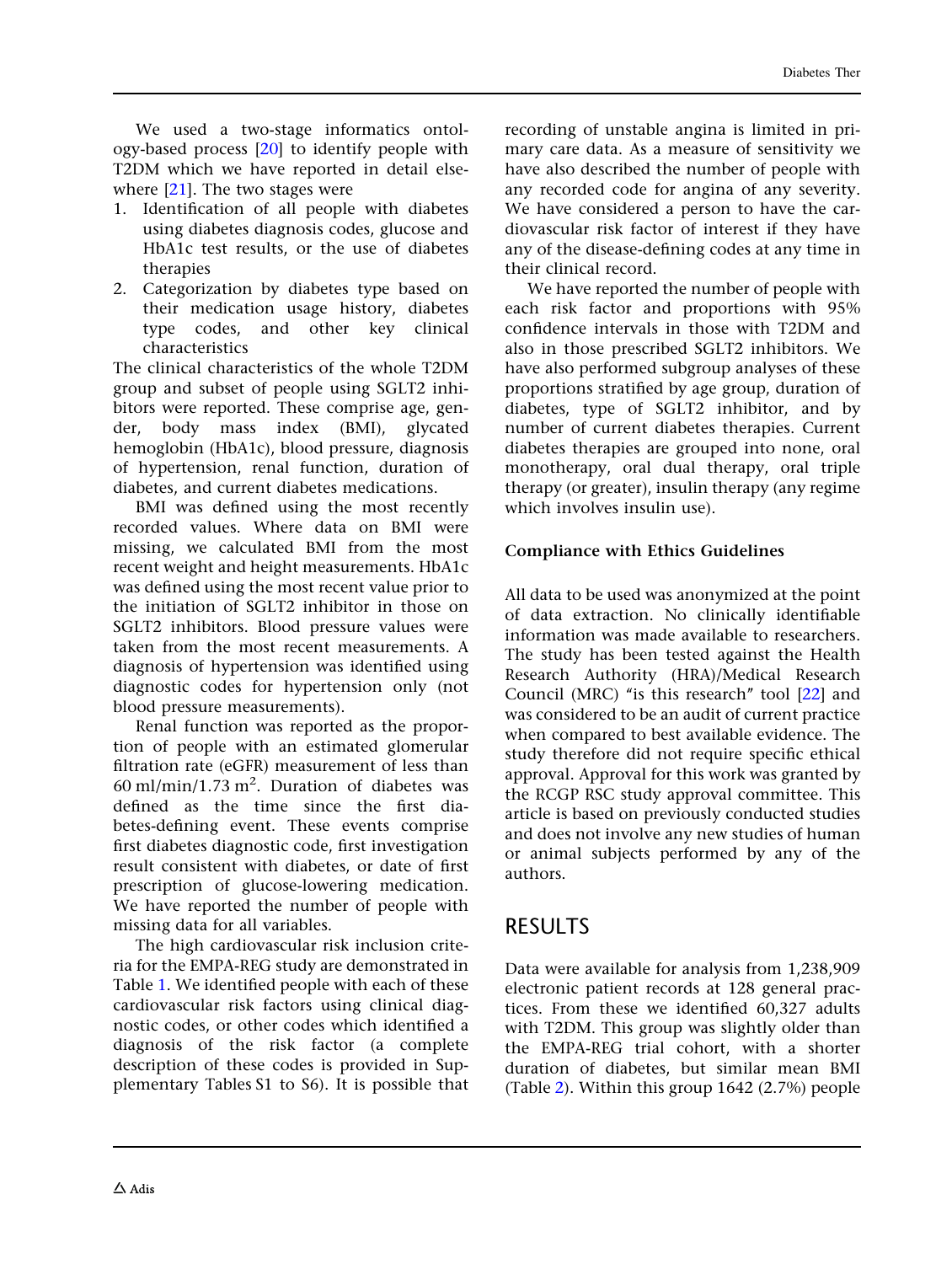We used a two-stage informatics ontology-based process [20] to identify people with T2DM which we have reported in detail elsewhere [21]. The two stages were

1. Identification of all people with diabetes using diabetes diagnosis codes, glucose and HbA1c test results, or the use of diabetes therapies
2. Categorization by diabetes type based on their medication usage history, diabetes type codes, and other key clinical characteristics

The clinical characteristics of the whole T2DM group and subset of people using SGLT2 inhibitors were reported. These comprise age, gender, body mass index (BMI), glycated hemoglobin (HbA1c), blood pressure, diagnosis of hypertension, renal function, duration of diabetes, and current diabetes medications.

BMI was defined using the most recently recorded values. Where data on BMI were missing, we calculated BMI from the most recent weight and height measurements. HbA1c was defined using the most recent value prior to the initiation of SGLT2 inhibitor in those on SGLT2 inhibitors. Blood pressure values were taken from the most recent measurements. A diagnosis of hypertension was identified using diagnostic codes for hypertension only (not blood pressure measurements).

Renal function was reported as the proportion of people with an estimated glomerular filtration rate (eGFR) measurement of less than 60 ml/min/1.73 $m^2$. Duration of diabetes was defined as the time since the first diabetes-defining event. These events comprise first diabetes diagnostic code, first investigation result consistent with diabetes, or date of first prescription of glucose-lowering medication. We have reported the number of people with missing data for all variables.

The high cardiovascular risk inclusion criteria for the EMPA-REG study are demonstrated in Table 1. We identified people with each of these cardiovascular risk factors using clinical diagnostic codes, or other codes which identified a diagnosis of the risk factor (a complete description of these codes is provided in Supplementary Tables S1 to S6). It is possible that recording of unstable angina is limited in primary care data. As a measure of sensitivity we have also described the number of people with any recorded code for angina of any severity. We have considered a person to have the cardiovascular risk factor of interest if they have any of the disease-defining codes at any time in their clinical record.

We have reported the number of people with each risk factor and proportions with 95% confidence intervals in those with T2DM and also in those prescribed SGLT2 inhibitors. We have also performed subgroup analyses of these proportions stratified by age group, duration of diabetes, type of SGLT2 inhibitor, and by number of current diabetes therapies. Current diabetes therapies are grouped into none, oral monotherapy, oral dual therapy, oral triple therapy (or greater), insulin therapy (any regime which involves insulin use).

### Compliance with Ethics Guidelines

All data to be used was anonymized at the point of data extraction. No clinically identifiable information was made available to researchers. The study has been tested against the Health Research Authority (HRA)/Medical Research Council (MRC) "is this research" tool [22] and was considered to be an audit of current practice when compared to best available evidence. The study therefore did not require specific ethical approval. Approval for this work was granted by the RCGP RSC study approval committee. This article is based on previously conducted studies and does not involve any new studies of human or animal subjects performed by any of the authors.

## RESULTS

Data were available for analysis from 1,238,909 electronic patient records at 128 general practices. From these we identified 60,327 adults with T2DM. This group was slightly older than the EMPA-REG trial cohort, with a shorter duration of diabetes, but similar mean BMI (Table 2). Within this group 1642 (2.7%) people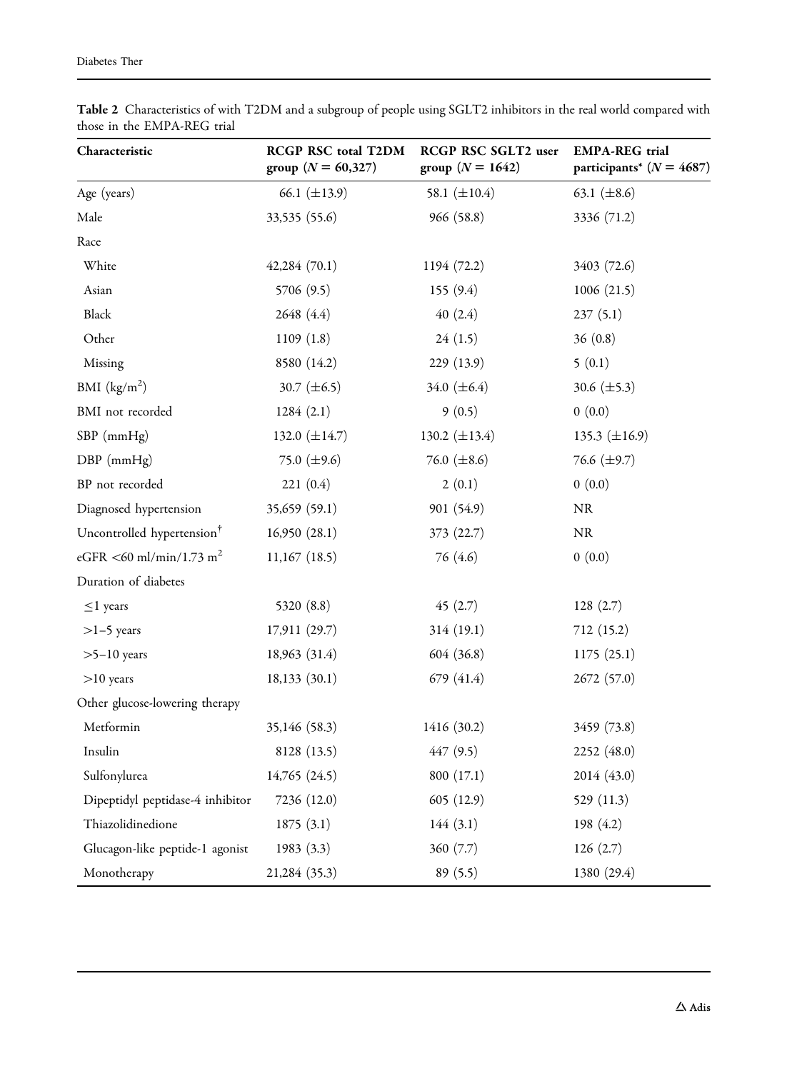**Table 2** Characteristics of with T2DM and a subgroup of people using SGLT2 inhibitors in the real world compared with those in the EMPA-REG trial

| Characteristic | RCGP RSC total T2DM group ($N = 60{,}327$) | RCGP RSC SGLT2 user group ($N = 1642$) | EMPA-REG trial participants* ($N = 4687$) |
|---|---|---|---|
| Age (years) | 66.1 (±13.9) | 58.1 (±10.4) | 63.1 (±8.6) |
| Male | 33,535 (55.6) | 966 (58.8) | 3336 (71.2) |
| Race | | | |
| White | 42,284 (70.1) | 1194 (72.2) | 3403 (72.6) |
| Asian | 5706 (9.5) | 155 (9.4) | 1006 (21.5) |
| Black | 2648 (4.4) | 40 (2.4) | 237 (5.1) |
| Other | 1109 (1.8) | 24 (1.5) | 36 (0.8) |
| Missing | 8580 (14.2) | 229 (13.9) | 5 (0.1) |
| BMI (kg/m$^2$) | 30.7 (±6.5) | 34.0 (±6.4) | 30.6 (±5.3) |
| BMI not recorded | 1284 (2.1) | 9 (0.5) | 0 (0.0) |
| SBP (mmHg) | 132.0 (±14.7) | 130.2 (±13.4) | 135.3 (±16.9) |
| DBP (mmHg) | 75.0 (±9.6) | 76.0 (±8.6) | 76.6 (±9.7) |
| BP not recorded | 221 (0.4) | 2 (0.1) | 0 (0.0) |
| Diagnosed hypertension | 35,659 (59.1) | 901 (54.9) | NR |
| Uncontrolled hypertension† | 16,950 (28.1) | 373 (22.7) | NR |
| eGFR <60 ml/min/1.73 m$^2$ | 11,167 (18.5) | 76 (4.6) | 0 (0.0) |
| Duration of diabetes | | | |
| ≤1 years | 5320 (8.8) | 45 (2.7) | 128 (2.7) |
| >1–5 years | 17,911 (29.7) | 314 (19.1) | 712 (15.2) |
| >5–10 years | 18,963 (31.4) | 604 (36.8) | 1175 (25.1) |
| >10 years | 18,133 (30.1) | 679 (41.4) | 2672 (57.0) |
| Other glucose-lowering therapy | | | |
| Metformin | 35,146 (58.3) | 1416 (30.2) | 3459 (73.8) |
| Insulin | 8128 (13.5) | 447 (9.5) | 2252 (48.0) |
| Sulfonylurea | 14,765 (24.5) | 800 (17.1) | 2014 (43.0) |
| Dipeptidyl peptidase-4 inhibitor | 7236 (12.0) | 605 (12.9) | 529 (11.3) |
| Thiazolidinedione | 1875 (3.1) | 144 (3.1) | 198 (4.2) |
| Glucagon-like peptide-1 agonist | 1983 (3.3) | 360 (7.7) | 126 (2.7) |
| Monotherapy | 21,284 (35.3) | 89 (5.5) | 1380 (29.4) |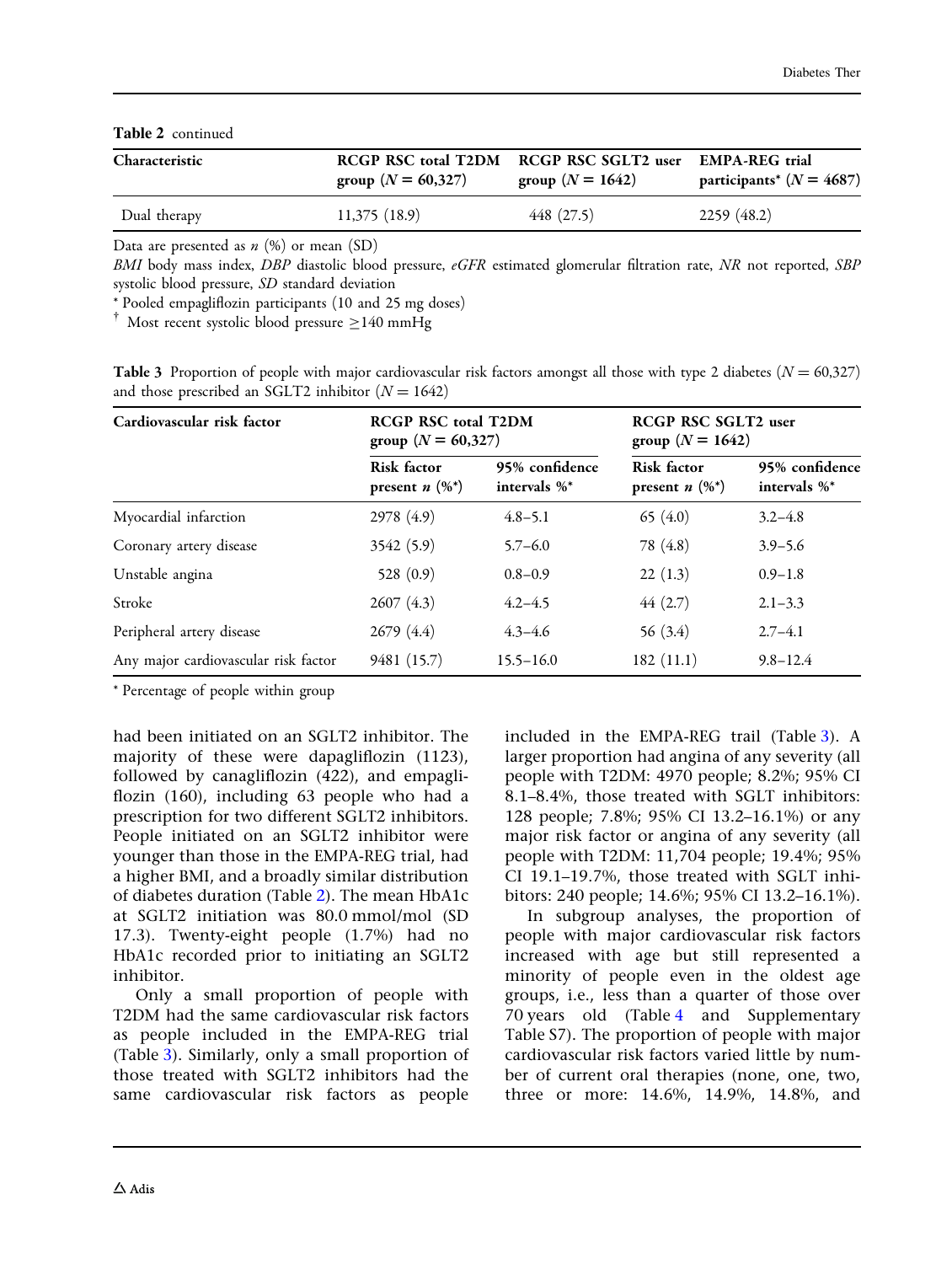**Table 2** continued

| Characteristic | RCGP RSC total T2DM group ($N = 60{,}327$) | RCGP RSC SGLT2 user group ($N = 1642$) | EMPA-REG trial participants* ($N = 4687$) |
|---|---|---|---|
| Dual therapy | 11,375 (18.9) | 448 (27.5) | 2259 (48.2) |

Data are presented as *n* (%) or mean (SD)

*BMI* body mass index, *DBP* diastolic blood pressure, *eGFR* estimated glomerular filtration rate, *NR* not reported, *SBP* systolic blood pressure, *SD* standard deviation

* Pooled empagliflozin participants (10 and 25 mg doses)

† Most recent systolic blood pressure ≥140 mmHg

**Table 3** Proportion of people with major cardiovascular risk factors amongst all those with type 2 diabetes ($N = 60{,}327$) and those prescribed an SGLT2 inhibitor ($N = 1642$)

| Cardiovascular risk factor | RCGP RSC total T2DM group ($N = 60{,}327$) | | RCGP RSC SGLT2 user group ($N = 1642$) | |
|---|---|---|---|---|
| | Risk factor present *n* (%*) | 95% confidence intervals %* | Risk factor present *n* (%*) | 95% confidence intervals %* |
| Myocardial infarction | 2978 (4.9) | 4.8–5.1 | 65 (4.0) | 3.2–4.8 |
| Coronary artery disease | 3542 (5.9) | 5.7–6.0 | 78 (4.8) | 3.9–5.6 |
| Unstable angina | 528 (0.9) | 0.8–0.9 | 22 (1.3) | 0.9–1.8 |
| Stroke | 2607 (4.3) | 4.2–4.5 | 44 (2.7) | 2.1–3.3 |
| Peripheral artery disease | 2679 (4.4) | 4.3–4.6 | 56 (3.4) | 2.7–4.1 |
| Any major cardiovascular risk factor | 9481 (15.7) | 15.5–16.0 | 182 (11.1) | 9.8–12.4 |

* Percentage of people within group

had been initiated on an SGLT2 inhibitor. The majority of these were dapagliflozin (1123), followed by canagliflozin (422), and empagliflozin (160), including 63 people who had a prescription for two different SGLT2 inhibitors. People initiated on an SGLT2 inhibitor were younger than those in the EMPA-REG trial, had a higher BMI, and a broadly similar distribution of diabetes duration (Table 2). The mean HbA1c at SGLT2 initiation was 80.0 mmol/mol (SD 17.3). Twenty-eight people (1.7%) had no HbA1c recorded prior to initiating an SGLT2 inhibitor.

Only a small proportion of people with T2DM had the same cardiovascular risk factors as people included in the EMPA-REG trial (Table 3). Similarly, only a small proportion of those treated with SGLT2 inhibitors had the same cardiovascular risk factors as people included in the EMPA-REG trail (Table 3). A larger proportion had angina of any severity (all people with T2DM: 4970 people; 8.2%; 95% CI 8.1–8.4%, those treated with SGLT inhibitors: 128 people; 7.8%; 95% CI 13.2–16.1%) or any major risk factor or angina of any severity (all people with T2DM: 11,704 people; 19.4%; 95% CI 19.1–19.7%, those treated with SGLT inhibitors: 240 people; 14.6%; 95% CI 13.2–16.1%).

In subgroup analyses, the proportion of people with major cardiovascular risk factors increased with age but still represented a minority of people even in the oldest age groups, i.e., less than a quarter of those over 70 years old (Table 4 and Supplementary Table S7). The proportion of people with major cardiovascular risk factors varied little by number of current oral therapies (none, one, two, three or more: 14.6%, 14.9%, 14.8%, and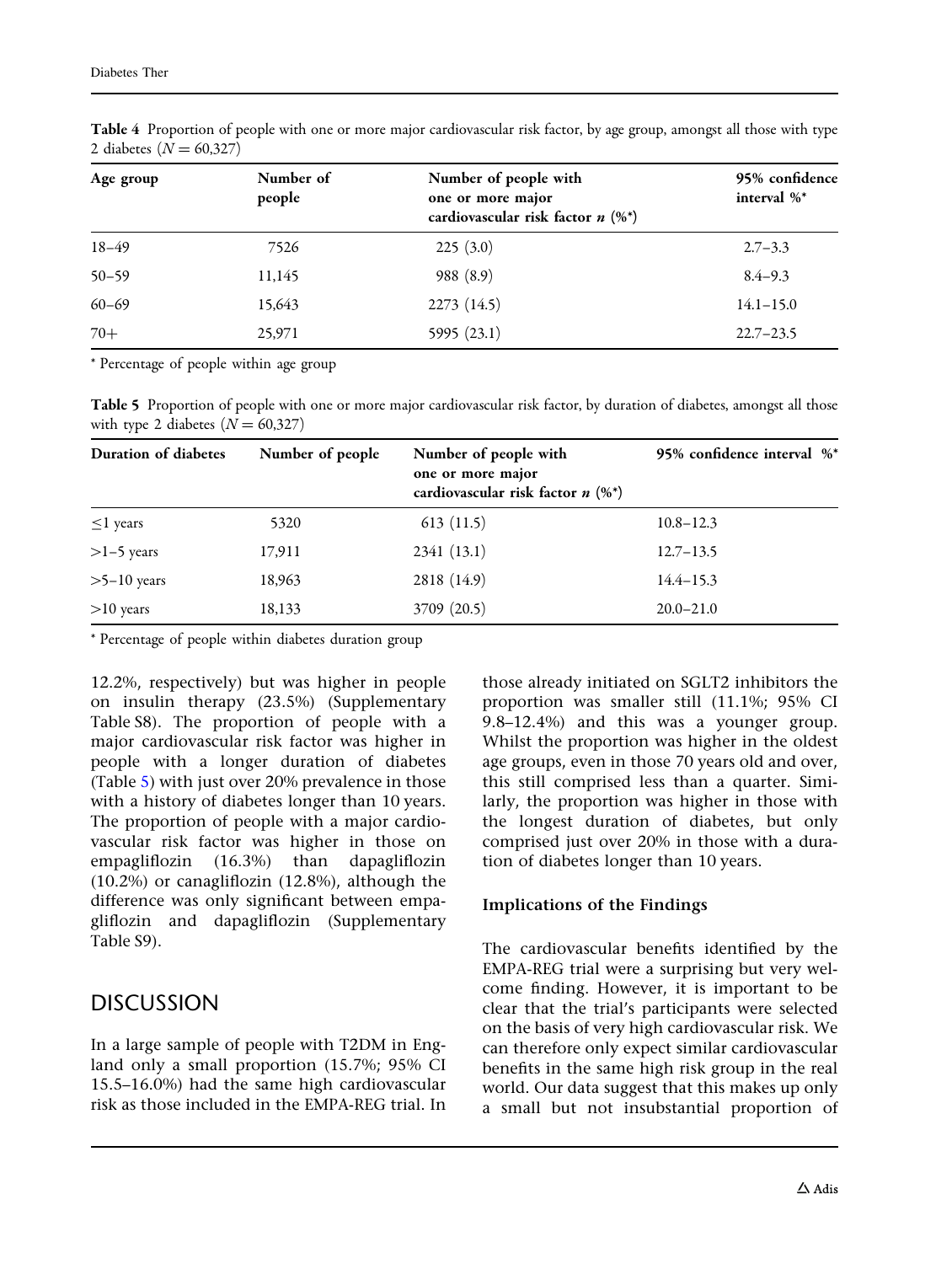**Table 4** Proportion of people with one or more major cardiovascular risk factor, by age group, amongst all those with type 2 diabetes ($N = 60{,}327$)

| Age group | Number of people | Number of people with one or more major cardiovascular risk factor *n* (%*) | 95% confidence interval %* |
|---|---|---|---|
| 18–49 | 7526 | 225 (3.0) | 2.7–3.3 |
| 50–59 | 11,145 | 988 (8.9) | 8.4–9.3 |
| 60–69 | 15,643 | 2273 (14.5) | 14.1–15.0 |
| 70+ | 25,971 | 5995 (23.1) | 22.7–23.5 |

* Percentage of people within age group

**Table 5** Proportion of people with one or more major cardiovascular risk factor, by duration of diabetes, amongst all those with type 2 diabetes ($N = 60{,}327$)

| Duration of diabetes | Number of people | Number of people with one or more major cardiovascular risk factor *n* (%*) | 95% confidence interval %* |
|---|---|---|---|
| ≤1 years | 5320 | 613 (11.5) | 10.8–12.3 |
| >1–5 years | 17,911 | 2341 (13.1) | 12.7–13.5 |
| >5–10 years | 18,963 | 2818 (14.9) | 14.4–15.3 |
| >10 years | 18,133 | 3709 (20.5) | 20.0–21.0 |

* Percentage of people within diabetes duration group

12.2%, respectively) but was higher in people on insulin therapy (23.5%) (Supplementary Table S8). The proportion of people with a major cardiovascular risk factor was higher in people with a longer duration of diabetes (Table 5) with just over 20% prevalence in those with a history of diabetes longer than 10 years. The proportion of people with a major cardiovascular risk factor was higher in those on empagliflozin (16.3%) than dapagliflozin (10.2%) or canagliflozin (12.8%), although the difference was only significant between empagliflozin and dapagliflozin (Supplementary Table S9).

## DISCUSSION

In a large sample of people with T2DM in England only a small proportion (15.7%; 95% CI 15.5–16.0%) had the same high cardiovascular risk as those included in the EMPA-REG trial. In those already initiated on SGLT2 inhibitors the proportion was smaller still (11.1%; 95% CI 9.8–12.4%) and this was a younger group. Whilst the proportion was higher in the oldest age groups, even in those 70 years old and over, this still comprised less than a quarter. Similarly, the proportion was higher in those with the longest duration of diabetes, but only comprised just over 20% in those with a duration of diabetes longer than 10 years.

### Implications of the Findings

The cardiovascular benefits identified by the EMPA-REG trial were a surprising but very welcome finding. However, it is important to be clear that the trial's participants were selected on the basis of very high cardiovascular risk. We can therefore only expect similar cardiovascular benefits in the same high risk group in the real world. Our data suggest that this makes up only a small but not insubstantial proportion of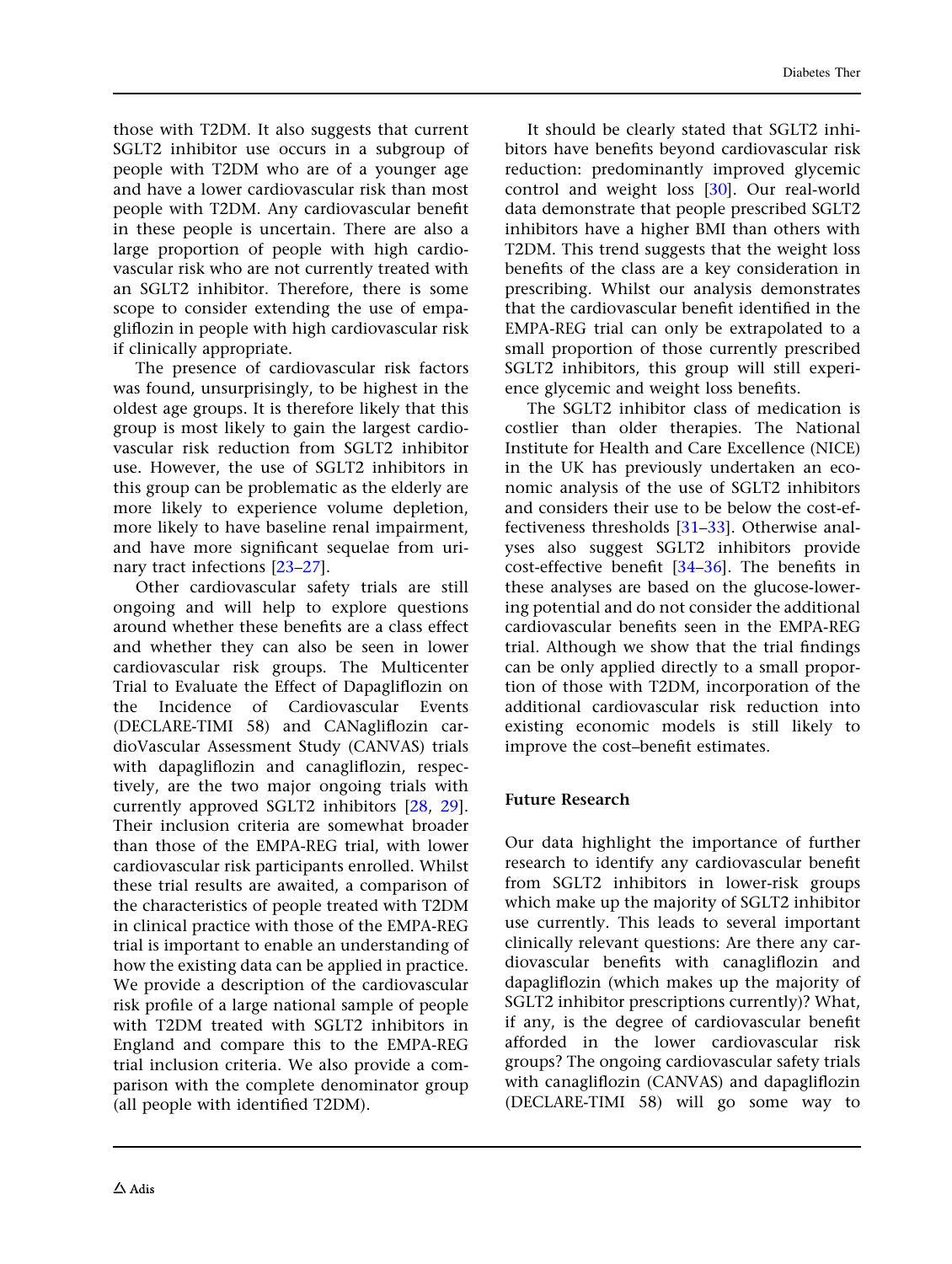those with T2DM. It also suggests that current SGLT2 inhibitor use occurs in a subgroup of people with T2DM who are of a younger age and have a lower cardiovascular risk than most people with T2DM. Any cardiovascular benefit in these people is uncertain. There are also a large proportion of people with high cardiovascular risk who are not currently treated with an SGLT2 inhibitor. Therefore, there is some scope to consider extending the use of empagliflozin in people with high cardiovascular risk if clinically appropriate.

The presence of cardiovascular risk factors was found, unsurprisingly, to be highest in the oldest age groups. It is therefore likely that this group is most likely to gain the largest cardiovascular risk reduction from SGLT2 inhibitor use. However, the use of SGLT2 inhibitors in this group can be problematic as the elderly are more likely to experience volume depletion, more likely to have baseline renal impairment, and have more significant sequelae from urinary tract infections [23–27].

Other cardiovascular safety trials are still ongoing and will help to explore questions around whether these benefits are a class effect and whether they can also be seen in lower cardiovascular risk groups. The Multicenter Trial to Evaluate the Effect of Dapagliflozin on the Incidence of Cardiovascular Events (DECLARE-TIMI 58) and CANagliflozin cardioVascular Assessment Study (CANVAS) trials with dapagliflozin and canagliflozin, respectively, are the two major ongoing trials with currently approved SGLT2 inhibitors [28, 29]. Their inclusion criteria are somewhat broader than those of the EMPA-REG trial, with lower cardiovascular risk participants enrolled. Whilst these trial results are awaited, a comparison of the characteristics of people treated with T2DM in clinical practice with those of the EMPA-REG trial is important to enable an understanding of how the existing data can be applied in practice. We provide a description of the cardiovascular risk profile of a large national sample of people with T2DM treated with SGLT2 inhibitors in England and compare this to the EMPA-REG trial inclusion criteria. We also provide a comparison with the complete denominator group (all people with identified T2DM).

It should be clearly stated that SGLT2 inhibitors have benefits beyond cardiovascular risk reduction: predominantly improved glycemic control and weight loss [30]. Our real-world data demonstrate that people prescribed SGLT2 inhibitors have a higher BMI than others with T2DM. This trend suggests that the weight loss benefits of the class are a key consideration in prescribing. Whilst our analysis demonstrates that the cardiovascular benefit identified in the EMPA-REG trial can only be extrapolated to a small proportion of those currently prescribed SGLT2 inhibitors, this group will still experience glycemic and weight loss benefits.

The SGLT2 inhibitor class of medication is costlier than older therapies. The National Institute for Health and Care Excellence (NICE) in the UK has previously undertaken an economic analysis of the use of SGLT2 inhibitors and considers their use to be below the cost-effectiveness thresholds [31–33]. Otherwise analyses also suggest SGLT2 inhibitors provide cost-effective benefit [34–36]. The benefits in these analyses are based on the glucose-lowering potential and do not consider the additional cardiovascular benefits seen in the EMPA-REG trial. Although we show that the trial findings can be only applied directly to a small proportion of those with T2DM, incorporation of the additional cardiovascular risk reduction into existing economic models is still likely to improve the cost–benefit estimates.

### Future Research

Our data highlight the importance of further research to identify any cardiovascular benefit from SGLT2 inhibitors in lower-risk groups which make up the majority of SGLT2 inhibitor use currently. This leads to several important clinically relevant questions: Are there any cardiovascular benefits with canagliflozin and dapagliflozin (which makes up the majority of SGLT2 inhibitor prescriptions currently)? What, if any, is the degree of cardiovascular benefit afforded in the lower cardiovascular risk groups? The ongoing cardiovascular safety trials with canagliflozin (CANVAS) and dapagliflozin (DECLARE-TIMI 58) will go some way to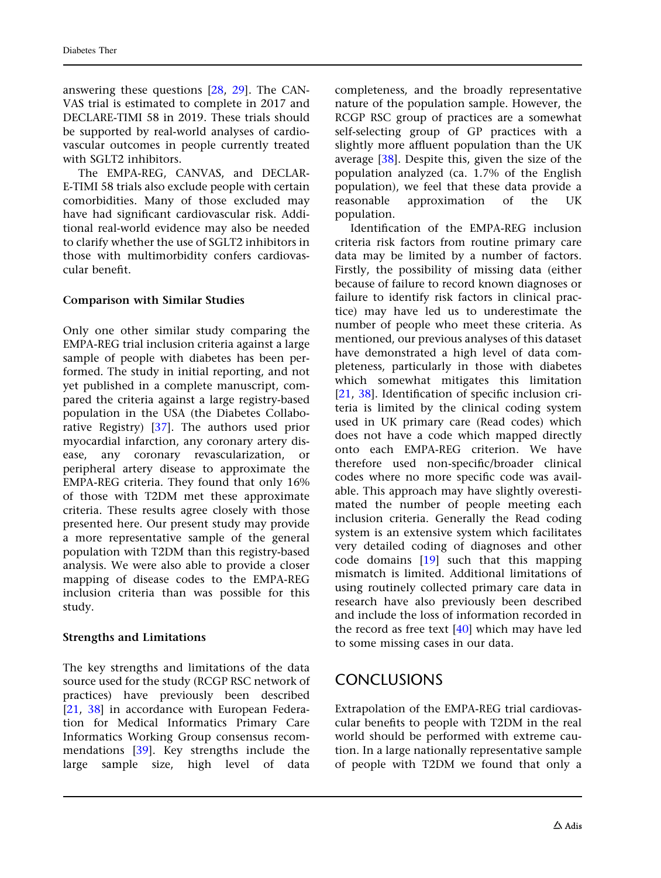answering these questions [28, 29]. The CANVAS trial is estimated to complete in 2017 and DECLARE-TIMI 58 in 2019. These trials should be supported by real-world analyses of cardiovascular outcomes in people currently treated with SGLT2 inhibitors.

The EMPA-REG, CANVAS, and DECLARE-TIMI 58 trials also exclude people with certain comorbidities. Many of those excluded may have had significant cardiovascular risk. Additional real-world evidence may also be needed to clarify whether the use of SGLT2 inhibitors in those with multimorbidity confers cardiovascular benefit.

### Comparison with Similar Studies

Only one other similar study comparing the EMPA-REG trial inclusion criteria against a large sample of people with diabetes has been performed. The study in initial reporting, and not yet published in a complete manuscript, compared the criteria against a large registry-based population in the USA (the Diabetes Collaborative Registry) [37]. The authors used prior myocardial infarction, any coronary artery disease, any coronary revascularization, or peripheral artery disease to approximate the EMPA-REG criteria. They found that only 16% of those with T2DM met these approximate criteria. These results agree closely with those presented here. Our present study may provide a more representative sample of the general population with T2DM than this registry-based analysis. We were also able to provide a closer mapping of disease codes to the EMPA-REG inclusion criteria than was possible for this study.

### Strengths and Limitations

The key strengths and limitations of the data source used for the study (RCGP RSC network of practices) have previously been described [21, 38] in accordance with European Federation for Medical Informatics Primary Care Informatics Working Group consensus recommendations [39]. Key strengths include the large sample size, high level of data completeness, and the broadly representative nature of the population sample. However, the RCGP RSC group of practices are a somewhat self-selecting group of GP practices with a slightly more affluent population than the UK average [38]. Despite this, given the size of the population analyzed (ca. 1.7% of the English population), we feel that these data provide a reasonable approximation of the UK population.

Identification of the EMPA-REG inclusion criteria risk factors from routine primary care data may be limited by a number of factors. Firstly, the possibility of missing data (either because of failure to record known diagnoses or failure to identify risk factors in clinical practice) may have led us to underestimate the number of people who meet these criteria. As mentioned, our previous analyses of this dataset have demonstrated a high level of data completeness, particularly in those with diabetes which somewhat mitigates this limitation [21, 38]. Identification of specific inclusion criteria is limited by the clinical coding system used in UK primary care (Read codes) which does not have a code which mapped directly onto each EMPA-REG criterion. We have therefore used non-specific/broader clinical codes where no more specific code was available. This approach may have slightly overestimated the number of people meeting each inclusion criteria. Generally the Read coding system is an extensive system which facilitates very detailed coding of diagnoses and other code domains [19] such that this mapping mismatch is limited. Additional limitations of using routinely collected primary care data in research have also previously been described and include the loss of information recorded in the record as free text [40] which may have led to some missing cases in our data.

## CONCLUSIONS

Extrapolation of the EMPA-REG trial cardiovascular benefits to people with T2DM in the real world should be performed with extreme caution. In a large nationally representative sample of people with T2DM we found that only a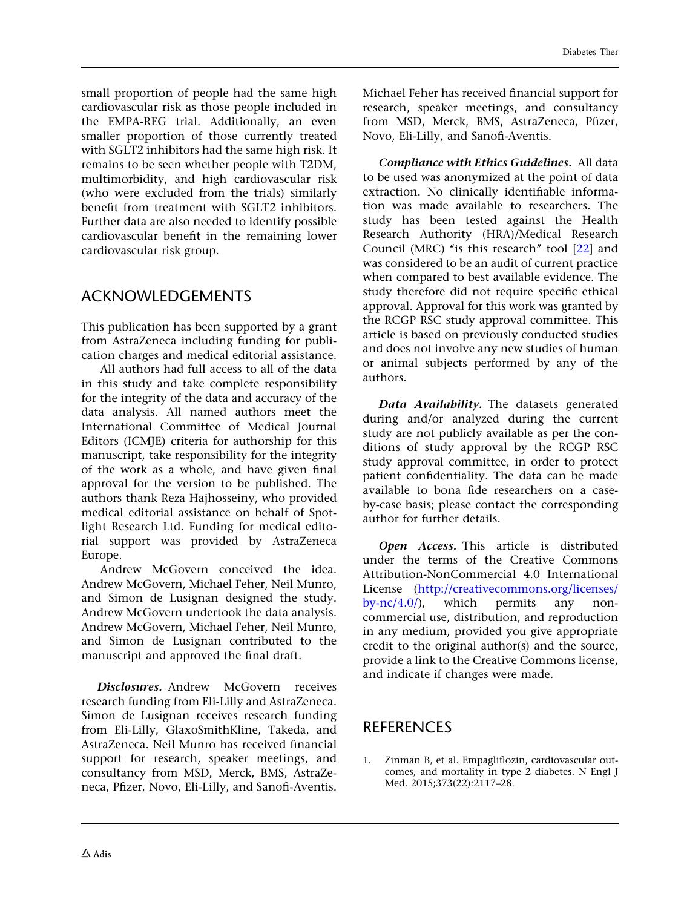small proportion of people had the same high cardiovascular risk as those people included in the EMPA-REG trial. Additionally, an even smaller proportion of those currently treated with SGLT2 inhibitors had the same high risk. It remains to be seen whether people with T2DM, multimorbidity, and high cardiovascular risk (who were excluded from the trials) similarly benefit from treatment with SGLT2 inhibitors. Further data are also needed to identify possible cardiovascular benefit in the remaining lower cardiovascular risk group.

## ACKNOWLEDGEMENTS

This publication has been supported by a grant from AstraZeneca including funding for publication charges and medical editorial assistance.

All authors had full access to all of the data in this study and take complete responsibility for the integrity of the data and accuracy of the data analysis. All named authors meet the International Committee of Medical Journal Editors (ICMJE) criteria for authorship for this manuscript, take responsibility for the integrity of the work as a whole, and have given final approval for the version to be published. The authors thank Reza Hajhosseiny, who provided medical editorial assistance on behalf of Spotlight Research Ltd. Funding for medical editorial support was provided by AstraZeneca Europe.

Andrew McGovern conceived the idea. Andrew McGovern, Michael Feher, Neil Munro, and Simon de Lusignan designed the study. Andrew McGovern undertook the data analysis. Andrew McGovern, Michael Feher, Neil Munro, and Simon de Lusignan contributed to the manuscript and approved the final draft.

***Disclosures.*** Andrew McGovern receives research funding from Eli-Lilly and AstraZeneca. Simon de Lusignan receives research funding from Eli-Lilly, GlaxoSmithKline, Takeda, and AstraZeneca. Neil Munro has received financial support for research, speaker meetings, and consultancy from MSD, Merck, BMS, AstraZeneca, Pfizer, Novo, Eli-Lilly, and Sanofi-Aventis. Michael Feher has received financial support for research, speaker meetings, and consultancy from MSD, Merck, BMS, AstraZeneca, Pfizer, Novo, Eli-Lilly, and Sanofi-Aventis.

***Compliance with Ethics Guidelines.*** All data to be used was anonymized at the point of data extraction. No clinically identifiable information was made available to researchers. The study has been tested against the Health Research Authority (HRA)/Medical Research Council (MRC) "is this research" tool [22] and was considered to be an audit of current practice when compared to best available evidence. The study therefore did not require specific ethical approval. Approval for this work was granted by the RCGP RSC study approval committee. This article is based on previously conducted studies and does not involve any new studies of human or animal subjects performed by any of the authors.

***Data Availability.*** The datasets generated during and/or analyzed during the current study are not publicly available as per the conditions of study approval by the RCGP RSC study approval committee, in order to protect patient confidentiality. The data can be made available to bona fide researchers on a case-by-case basis; please contact the corresponding author for further details.

***Open Access.*** This article is distributed under the terms of the Creative Commons Attribution-NonCommercial 4.0 International License (http://creativecommons.org/licenses/by-nc/4.0/), which permits any noncommercial use, distribution, and reproduction in any medium, provided you give appropriate credit to the original author(s) and the source, provide a link to the Creative Commons license, and indicate if changes were made.

## REFERENCES

1. Zinman B, et al. Empagliflozin, cardiovascular outcomes, and mortality in type 2 diabetes. N Engl J Med. 2015;373(22):2117–28.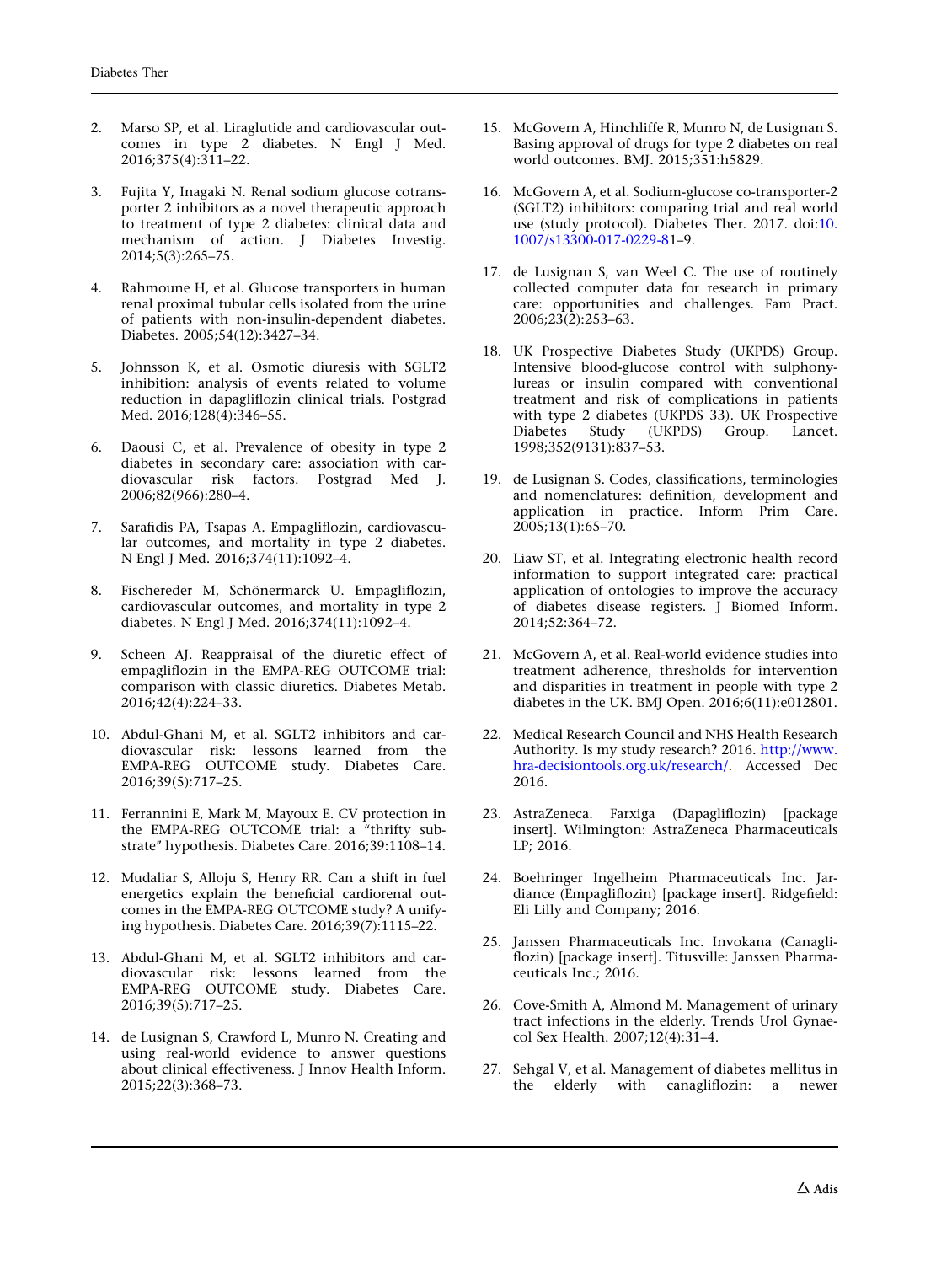2. Marso SP, et al. Liraglutide and cardiovascular outcomes in type 2 diabetes. N Engl J Med. 2016;375(4):311–22.

3. Fujita Y, Inagaki N. Renal sodium glucose cotransporter 2 inhibitors as a novel therapeutic approach to treatment of type 2 diabetes: clinical data and mechanism of action. J Diabetes Investig. 2014;5(3):265–75.

4. Rahmoune H, et al. Glucose transporters in human renal proximal tubular cells isolated from the urine of patients with non-insulin-dependent diabetes. Diabetes. 2005;54(12):3427–34.

5. Johnsson K, et al. Osmotic diuresis with SGLT2 inhibition: analysis of events related to volume reduction in dapagliflozin clinical trials. Postgrad Med. 2016;128(4):346–55.

6. Daousi C, et al. Prevalence of obesity in type 2 diabetes in secondary care: association with cardiovascular risk factors. Postgrad Med J. 2006;82(966):280–4.

7. Sarafidis PA, Tsapas A. Empagliflozin, cardiovascular outcomes, and mortality in type 2 diabetes. N Engl J Med. 2016;374(11):1092–4.

8. Fischereder M, Schönermarck U. Empagliflozin, cardiovascular outcomes, and mortality in type 2 diabetes. N Engl J Med. 2016;374(11):1092–4.

9. Scheen AJ. Reappraisal of the diuretic effect of empagliflozin in the EMPA-REG OUTCOME trial: comparison with classic diuretics. Diabetes Metab. 2016;42(4):224–33.

10. Abdul-Ghani M, et al. SGLT2 inhibitors and cardiovascular risk: lessons learned from the EMPA-REG OUTCOME study. Diabetes Care. 2016;39(5):717–25.

11. Ferrannini E, Mark M, Mayoux E. CV protection in the EMPA-REG OUTCOME trial: a "thrifty substrate" hypothesis. Diabetes Care. 2016;39:1108–14.

12. Mudaliar S, Alloju S, Henry RR. Can a shift in fuel energetics explain the beneficial cardiorenal outcomes in the EMPA-REG OUTCOME study? A unifying hypothesis. Diabetes Care. 2016;39(7):1115–22.

13. Abdul-Ghani M, et al. SGLT2 inhibitors and cardiovascular risk: lessons learned from the EMPA-REG OUTCOME study. Diabetes Care. 2016;39(5):717–25.

14. de Lusignan S, Crawford L, Munro N. Creating and using real-world evidence to answer questions about clinical effectiveness. J Innov Health Inform. 2015;22(3):368–73.

15. McGovern A, Hinchliffe R, Munro N, de Lusignan S. Basing approval of drugs for type 2 diabetes on real world outcomes. BMJ. 2015;351:h5829.

16. McGovern A, et al. Sodium-glucose co-transporter-2 (SGLT2) inhibitors: comparing trial and real world use (study protocol). Diabetes Ther. 2017. doi:10.1007/s13300-017-0229-81–9.

17. de Lusignan S, van Weel C. The use of routinely collected computer data for research in primary care: opportunities and challenges. Fam Pract. 2006;23(2):253–63.

18. UK Prospective Diabetes Study (UKPDS) Group. Intensive blood-glucose control with sulphonylureas or insulin compared with conventional treatment and risk of complications in patients with type 2 diabetes (UKPDS 33). UK Prospective Diabetes Study (UKPDS) Group. Lancet. 1998;352(9131):837–53.

19. de Lusignan S. Codes, classifications, terminologies and nomenclatures: definition, development and application in practice. Inform Prim Care. 2005;13(1):65–70.

20. Liaw ST, et al. Integrating electronic health record information to support integrated care: practical application of ontologies to improve the accuracy of diabetes disease registers. J Biomed Inform. 2014;52:364–72.

21. McGovern A, et al. Real-world evidence studies into treatment adherence, thresholds for intervention and disparities in treatment in people with type 2 diabetes in the UK. BMJ Open. 2016;6(11):e012801.

22. Medical Research Council and NHS Health Research Authority. Is my study research? 2016. http://www.hra-decisiontools.org.uk/research/. Accessed Dec 2016.

23. AstraZeneca. Farxiga (Dapagliflozin) [package insert]. Wilmington: AstraZeneca Pharmaceuticals LP; 2016.

24. Boehringer Ingelheim Pharmaceuticals Inc. Jardiance (Empagliflozin) [package insert]. Ridgefield: Eli Lilly and Company; 2016.

25. Janssen Pharmaceuticals Inc. Invokana (Canagliflozin) [package insert]. Titusville: Janssen Pharmaceuticals Inc.; 2016.

26. Cove-Smith A, Almond M. Management of urinary tract infections in the elderly. Trends Urol Gynaecol Sex Health. 2007;12(4):31–4.

27. Sehgal V, et al. Management of diabetes mellitus in the elderly with canagliflozin: a newer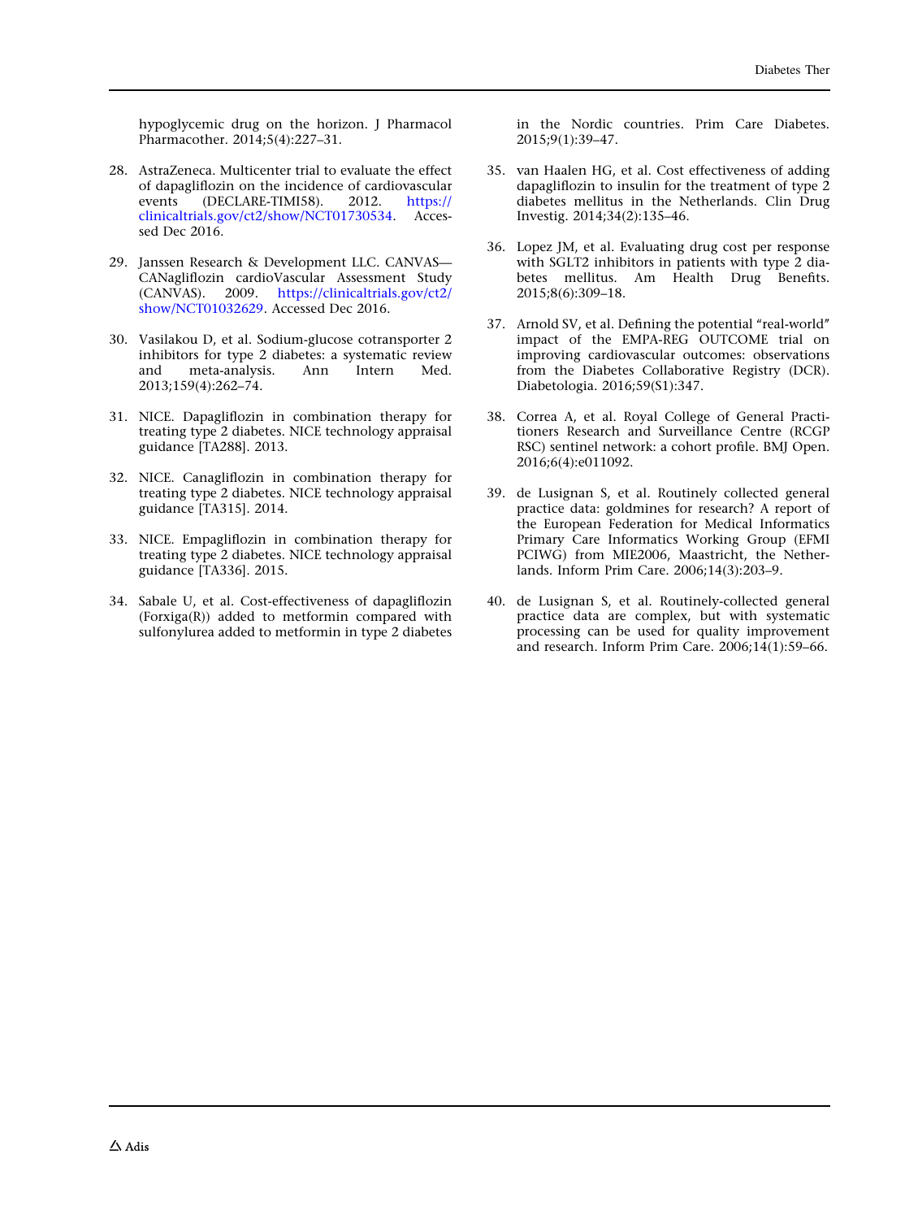hypoglycemic drug on the horizon. J Pharmacol Pharmacother. 2014;5(4):227–31.

28. AstraZeneca. Multicenter trial to evaluate the effect of dapagliflozin on the incidence of cardiovascular events (DECLARE-TIMI58). 2012. https://clinicaltrials.gov/ct2/show/NCT01730534. Accessed Dec 2016.

29. Janssen Research & Development LLC. CANVAS—CANagliflozin cardioVascular Assessment Study (CANVAS). 2009. https://clinicaltrials.gov/ct2/show/NCT01032629. Accessed Dec 2016.

30. Vasilakou D, et al. Sodium-glucose cotransporter 2 inhibitors for type 2 diabetes: a systematic review and meta-analysis. Ann Intern Med. 2013;159(4):262–74.

31. NICE. Dapagliflozin in combination therapy for treating type 2 diabetes. NICE technology appraisal guidance [TA288]. 2013.

32. NICE. Canagliflozin in combination therapy for treating type 2 diabetes. NICE technology appraisal guidance [TA315]. 2014.

33. NICE. Empagliflozin in combination therapy for treating type 2 diabetes. NICE technology appraisal guidance [TA336]. 2015.

34. Sabale U, et al. Cost-effectiveness of dapagliflozin (Forxiga(R)) added to metformin compared with sulfonylurea added to metformin in type 2 diabetes in the Nordic countries. Prim Care Diabetes. 2015;9(1):39–47.

35. van Haalen HG, et al. Cost effectiveness of adding dapagliflozin to insulin for the treatment of type 2 diabetes mellitus in the Netherlands. Clin Drug Investig. 2014;34(2):135–46.

36. Lopez JM, et al. Evaluating drug cost per response with SGLT2 inhibitors in patients with type 2 diabetes mellitus. Am Health Drug Benefits. 2015;8(6):309–18.

37. Arnold SV, et al. Defining the potential "real-world" impact of the EMPA-REG OUTCOME trial on improving cardiovascular outcomes: observations from the Diabetes Collaborative Registry (DCR). Diabetologia. 2016;59(S1):347.

38. Correa A, et al. Royal College of General Practitioners Research and Surveillance Centre (RCGP RSC) sentinel network: a cohort profile. BMJ Open. 2016;6(4):e011092.

39. de Lusignan S, et al. Routinely collected general practice data: goldmines for research? A report of the European Federation for Medical Informatics Primary Care Informatics Working Group (EFMI PCIWG) from MIE2006, Maastricht, the Netherlands. Inform Prim Care. 2006;14(3):203–9.

40. de Lusignan S, et al. Routinely-collected general practice data are complex, but with systematic processing can be used for quality improvement and research. Inform Prim Care. 2006;14(1):59–66.